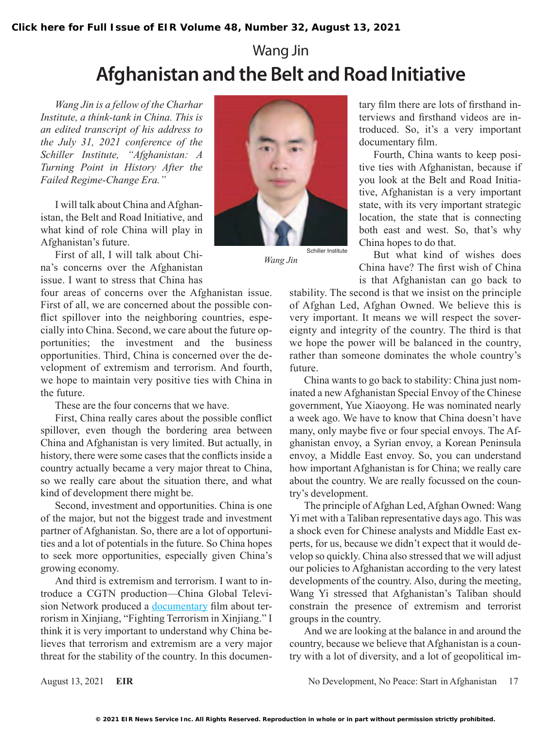Wang Jin

# Afghanistan and the Belt and Road Initiative

*Wang Jin is a fellow of the Charhar Institute, a think-tank in China. This is an edited transcript of his address to the July 31, 2021 conference of the Schiller Institute, "Afghanistan: A Turning Point in History After the Failed Regime-Change Era."*

I will talk about China and Afghanistan, the Belt and Road Initiative, and what kind of role China will play in Afghanistan's future.

First of all, I will talk about China's concerns over the Afghanistan issue. I want to stress that China has four areas of concerns over the Afghanistan issue. First of all, we are concerned about the possible conflict spillover into the neighboring countries, especially into China. Second, we care about the future opportunities; the investment and the business opportunities. Third, China is concerned over the development of extremism and terrorism. And fourth, we hope to maintain very positive ties with China in the future.

These are the four concerns that we have.

First, China really cares about the possible conflict spillover, even though the bordering area between China and Afghanistan is very limited. But actually, in history, there were some cases that the conflicts inside a country actually became a very major threat to China, so we really care about the situation there, and what kind of development there might be.

Second, investment and opportunities. China is one of the major, but not the biggest trade and investment partner of Afghanistan. So, there are a lot of opportunities and a lot of potentials in the future. So China hopes to seek more opportunities, especially given China's growing economy.

And third is extremism and terrorism. I want to introduce a CGTN production—China Global Television Network produced a documentary film about terrorism in Xinjiang, "Fighting Terrorism in Xinjiang." I think it is very important to understand why China believes that terrorism and extremism are a very major threat for the stability of the country. In this documentary film there are lots of firsthand interviews and firsthand videos are introduced. So, it's a very important documentary film.

Fourth, China wants to keep positive ties with Afghanistan, because if you look at the Belt and Road Initiative, Afghanistan is a very important state, with its very important strategic location, the state that is connecting both east and west. So, that's why China hopes to do that.

But what kind of wishes does China have? The first wish of China is that Afghanistan can go back to stability. The second is that we insist on the principle of Afghan Led, Afghan Owned. We believe this is very important. It means we will respect the sovereignty and integrity of the country. The third is that we hope the power will be balanced in the country, rather than someone dominates the whole country's future.

China wants to go back to stability: China just nominated a new Afghanistan Special Envoy of the Chinese government, Yue Xiaoyong. He was nominated nearly a week ago. We have to know that China doesn't have many, only maybe five or four special envoys. The Afghanistan envoy, a Syrian envoy, a Korean Peninsula envoy, a Middle East envoy. So, you can understand how important Afghanistan is for China; we really care about the country. We are really focussed on the country's development.

The principle of Afghan Led, Afghan Owned: Wang Yi met with a Taliban representative days ago. This was a shock even for Chinese analysts and Middle East experts, for us, because we didn't expect that it would develop so quickly. China also stressed that we will adjust our policies to Afghanistan according to the very latest developments of the country. Also, during the meeting, Wang Yi stressed that Afghanistan's Taliban should constrain the presence of extremism and terrorist groups in the country.

And we are looking at the balance in and around the country, because we believe that Afghanistan is a country with a lot of diversity, and a lot of geopolitical im-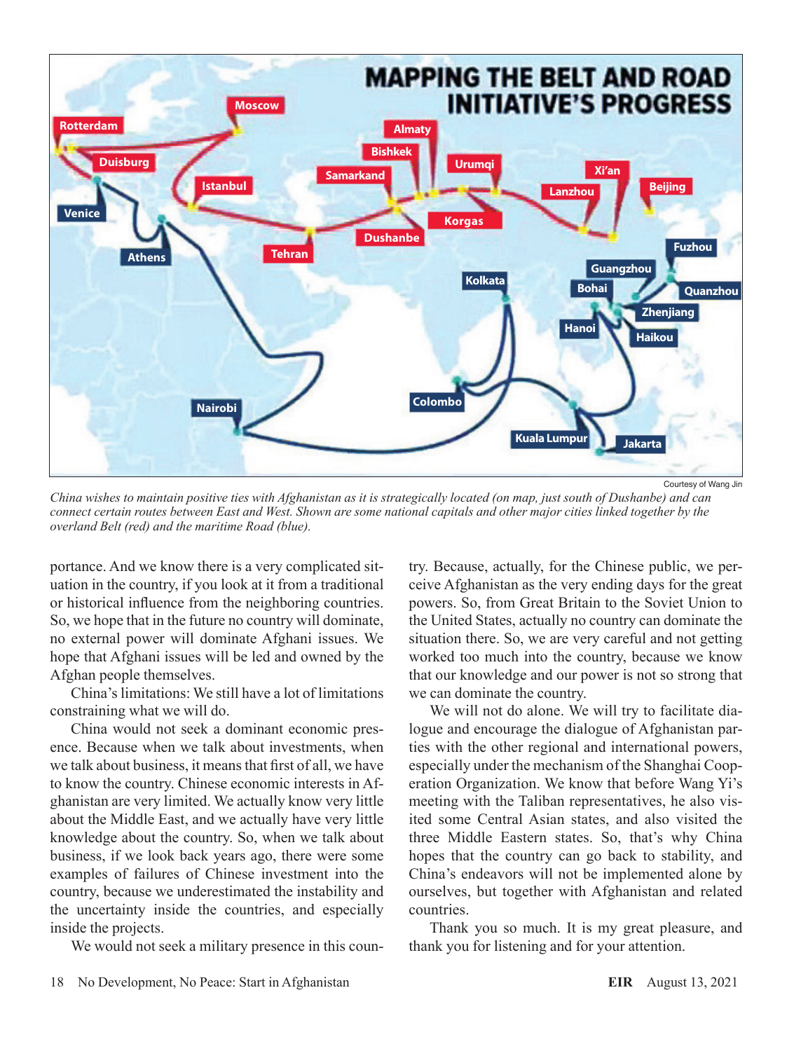MAPPING THE BELT AND ROAD INITIATIVE'S PROGRESS

Rotterdam
Moscow
Duisburg
Istanbul
Venice
Athens
Tehran
Samarkand
Dushanbe
Bishkek
Almaty
Urumqi
Korgas
Lanzhou
Xi'an
Beijing
Fuzhou
Guangzhou
Quanzhou
Bohai
Zhenjiang
Hanoi
Haikou
Kolkata
Colombo
Kuala Lumpur
Jakarta
Nairobi

Courtesy of Wang Jin

*China wishes to maintain positive ties with Afghanistan as it is strategically located (on map, just south of Dushanbe) and can connect certain routes between East and West. Shown are some national capitals and other major cities linked together by the overland Belt (red) and the maritime Road (blue).*

portance. And we know there is a very complicated situation in the country, if you look at it from a traditional or historical influence from the neighboring countries. So, we hope that in the future no country will dominate, no external power will dominate Afghani issues. We hope that Afghani issues will be led and owned by the Afghan people themselves.

China's limitations: We still have a lot of limitations constraining what we will do.

China would not seek a dominant economic presence. Because when we talk about investments, when we talk about business, it means that first of all, we have to know the country. Chinese economic interests in Afghanistan are very limited. We actually know very little about the Middle East, and we actually have very little knowledge about the country. So, when we talk about business, if we look back years ago, there were some examples of failures of Chinese investment into the country, because we underestimated the instability and the uncertainty inside the countries, and especially inside the projects.

We would not seek a military presence in this country. Because, actually, for the Chinese public, we perceive Afghanistan as the very ending days for the great powers. So, from Great Britain to the Soviet Union to the United States, actually no country can dominate the situation there. So, we are very careful and not getting worked too much into the country, because we know that our knowledge and our power is not so strong that we can dominate the country.

We will not do alone. We will try to facilitate dialogue and encourage the dialogue of Afghanistan parties with the other regional and international powers, especially under the mechanism of the Shanghai Cooperation Organization. We know that before Wang Yi's meeting with the Taliban representatives, he also visited some Central Asian states, and also visited the three Middle Eastern states. So, that's why China hopes that the country can go back to stability, and China's endeavors will not be implemented alone by ourselves, but together with Afghanistan and related countries.

Thank you so much. It is my great pleasure, and thank you for listening and for your attention.